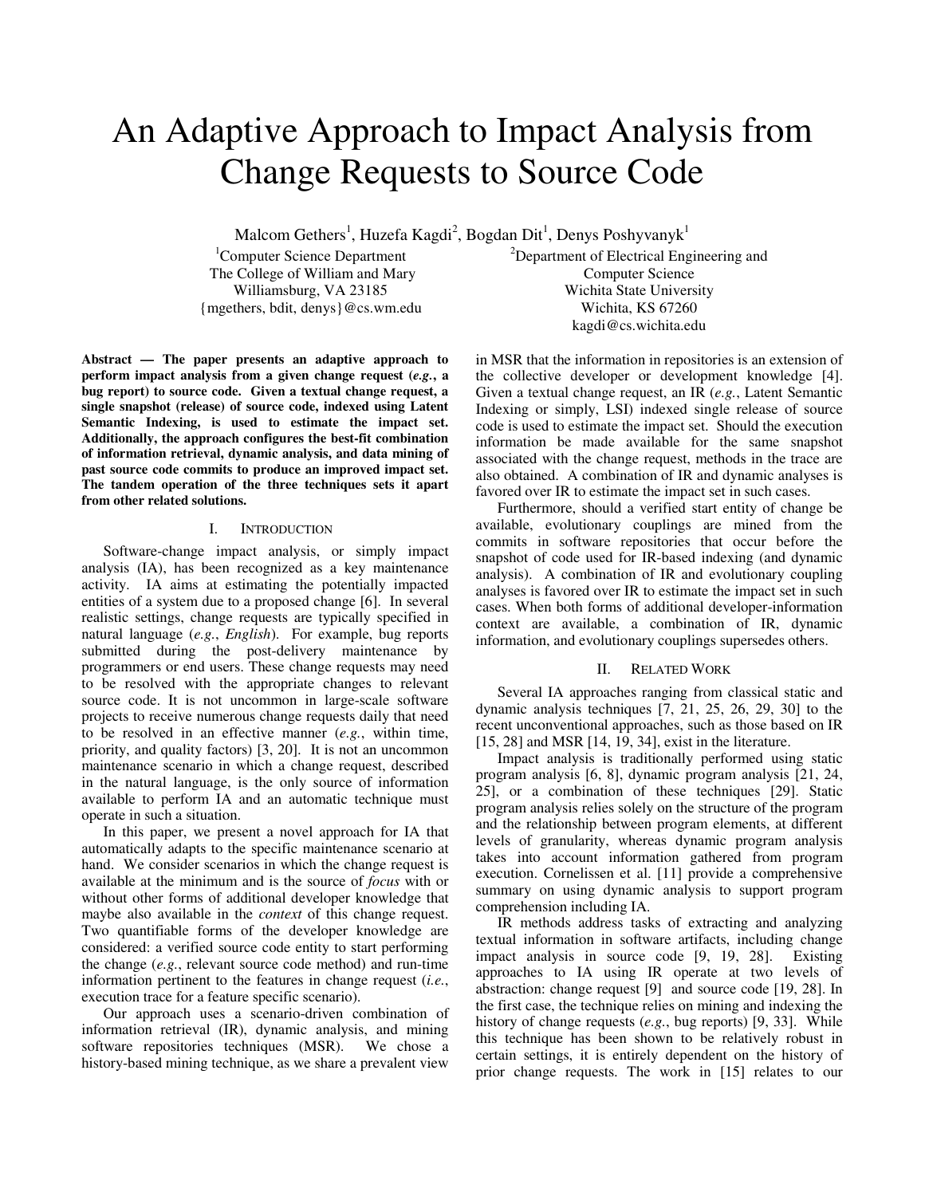# An Adaptive Approach to Impact Analysis from Change Requests to Source Code

Malcom Gethers[1], Huzefa Kagdi[2], Bogdan Dit[1], Denys Poshyvanyk[1]

[1]Computer Science Department
The College of William and Mary
Williamsburg, VA 23185
{mgethers, bdit, denys}@cs.wm.edu

[2]Department of Electrical Engineering and Computer Science
Wichita State University
Wichita, KS 67260
kagdi@cs.wichita.edu

**Abstract — The paper presents an adaptive approach to perform impact analysis from a given change request (*e.g.*, a bug report) to source code. Given a textual change request, a single snapshot (release) of source code, indexed using Latent Semantic Indexing, is used to estimate the impact set. Additionally, the approach configures the best-fit combination of information retrieval, dynamic analysis, and data mining of past source code commits to produce an improved impact set. The tandem operation of the three techniques sets it apart from other related solutions.**

## I. Introduction

Software-change impact analysis, or simply impact analysis (IA), has been recognized as a key maintenance activity. IA aims at estimating the potentially impacted entities of a system due to a proposed change [6]. In several realistic settings, change requests are typically specified in natural language (*e.g.*, *English*). For example, bug reports submitted during the post-delivery maintenance by programmers or end users. These change requests may need to be resolved with the appropriate changes to relevant source code. It is not uncommon in large-scale software projects to receive numerous change requests daily that need to be resolved in an effective manner (*e.g.*, within time, priority, and quality factors) [3, 20]. It is not an uncommon maintenance scenario in which a change request, described in the natural language, is the only source of information available to perform IA and an automatic technique must operate in such a situation.

In this paper, we present a novel approach for IA that automatically adapts to the specific maintenance scenario at hand. We consider scenarios in which the change request is available at the minimum and is the source of *focus* with or without other forms of additional developer knowledge that maybe also available in the *context* of this change request. Two quantifiable forms of the developer knowledge are considered: a verified source code entity to start performing the change (*e.g.*, relevant source code method) and run-time information pertinent to the features in change request (*i.e.*, execution trace for a feature specific scenario).

Our approach uses a scenario-driven combination of information retrieval (IR), dynamic analysis, and mining software repositories techniques (MSR). We chose a history-based mining technique, as we share a prevalent view in MSR that the information in repositories is an extension of the collective developer or development knowledge [4]. Given a textual change request, an IR (*e.g.*, Latent Semantic Indexing or simply, LSI) indexed single release of source code is used to estimate the impact set. Should the execution information be made available for the same snapshot associated with the change request, methods in the trace are also obtained. A combination of IR and dynamic analyses is favored over IR to estimate the impact set in such cases.

Furthermore, should a verified start entity of change be available, evolutionary couplings are mined from the commits in software repositories that occur before the snapshot of code used for IR-based indexing (and dynamic analysis). A combination of IR and evolutionary coupling analyses is favored over IR to estimate the impact set in such cases. When both forms of additional developer-information context are available, a combination of IR, dynamic information, and evolutionary couplings supersedes others.

## II. Related Work

Several IA approaches ranging from classical static and dynamic analysis techniques [7, 21, 25, 26, 29, 30] to the recent unconventional approaches, such as those based on IR [15, 28] and MSR [14, 19, 34], exist in the literature.

Impact analysis is traditionally performed using static program analysis [6, 8], dynamic program analysis [21, 24, 25], or a combination of these techniques [29]. Static program analysis relies solely on the structure of the program and the relationship between program elements, at different levels of granularity, whereas dynamic program analysis takes into account information gathered from program execution. Cornelissen et al. [11] provide a comprehensive summary on using dynamic analysis to support program comprehension including IA.

IR methods address tasks of extracting and analyzing textual information in software artifacts, including change impact analysis in source code [9, 19, 28]. Existing approaches to IA using IR operate at two levels of abstraction: change request [9] and source code [19, 28]. In the first case, the technique relies on mining and indexing the history of change requests (*e.g.*, bug reports) [9, 33]. While this technique has been shown to be relatively robust in certain settings, it is entirely dependent on the history of prior change requests. The work in [15] relates to our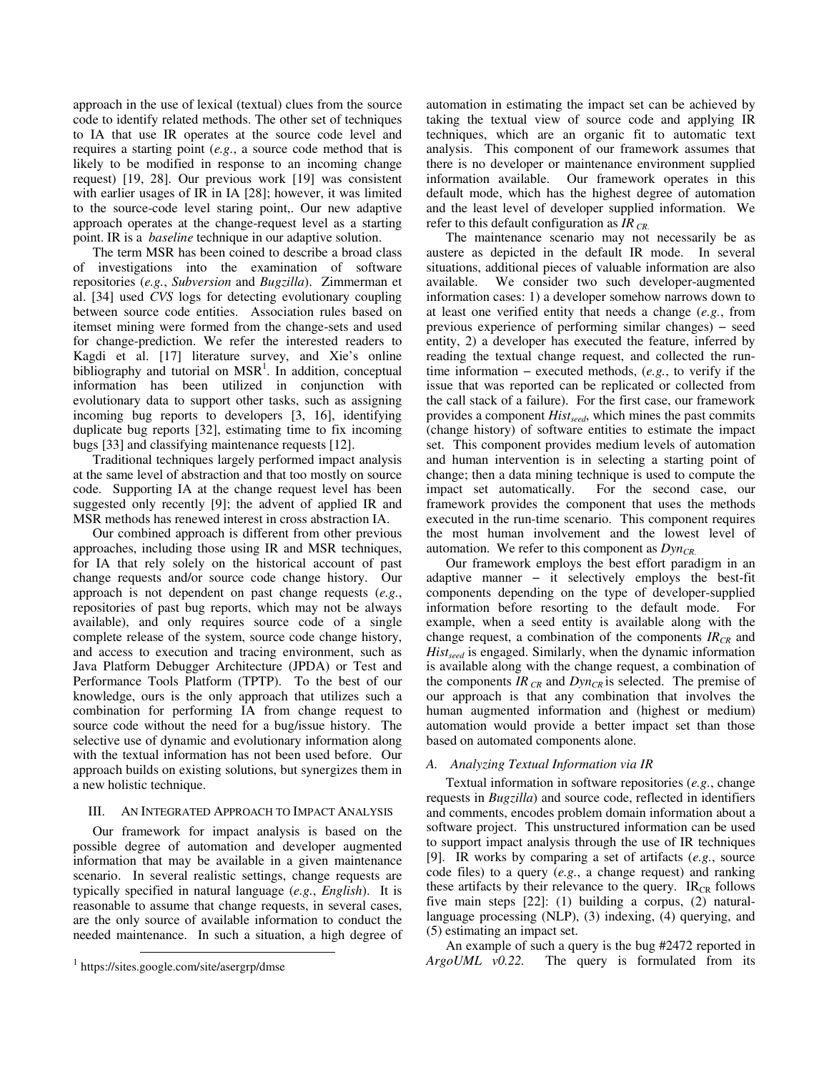approach in the use of lexical (textual) clues from the source code to identify related methods. The other set of techniques to IA that use IR operates at the source code level and requires a starting point (*e.g.*, a source code method that is likely to be modified in response to an incoming change request) [19, 28]. Our previous work [19] was consistent with earlier usages of IR in IA [28]; however, it was limited to the source-code level staring point,. Our new adaptive approach operates at the change-request level as a starting point. IR is a *baseline* technique in our adaptive solution.

The term MSR has been coined to describe a broad class of investigations into the examination of software repositories (*e.g.*, *Subversion* and *Bugzilla*). Zimmerman et al. [34] used *CVS* logs for detecting evolutionary coupling between source code entities. Association rules based on itemset mining were formed from the change-sets and used for change-prediction. We refer the interested readers to Kagdi et al. [17] literature survey, and Xie's online bibliography and tutorial on MSR[1]. In addition, conceptual information has been utilized in conjunction with evolutionary data to support other tasks, such as assigning incoming bug reports to developers [3, 16], identifying duplicate bug reports [32], estimating time to fix incoming bugs [33] and classifying maintenance requests [12].

Traditional techniques largely performed impact analysis at the same level of abstraction and that too mostly on source code. Supporting IA at the change request level has been suggested only recently [9]; the advent of applied IR and MSR methods has renewed interest in cross abstraction IA.

Our combined approach is different from other previous approaches, including those using IR and MSR techniques, for IA that rely solely on the historical account of past change requests and/or source code change history. Our approach is not dependent on past change requests (*e.g.*, repositories of past bug reports, which may not be always available), and only requires source code of a single complete release of the system, source code change history, and access to execution and tracing environment, such as Java Platform Debugger Architecture (JPDA) or Test and Performance Tools Platform (TPTP). To the best of our knowledge, ours is the only approach that utilizes such a combination for performing IA from change request to source code without the need for a bug/issue history. The selective use of dynamic and evolutionary information along with the textual information has not been used before. Our approach builds on existing solutions, but synergizes them in a new holistic technique.

## III. An Integrated Approach to Impact Analysis

Our framework for impact analysis is based on the possible degree of automation and developer augmented information that may be available in a given maintenance scenario. In several realistic settings, change requests are typically specified in natural language (*e.g.*, *English*). It is reasonable to assume that change requests, in several cases, are the only source of available information to conduct the needed maintenance. In such a situation, a high degree of automation in estimating the impact set can be achieved by taking the textual view of source code and applying IR techniques, which are an organic fit to automatic text analysis. This component of our framework assumes that there is no developer or maintenance environment supplied information available. Our framework operates in this default mode, which has the highest degree of automation and the least level of developer supplied information. We refer to this default configuration as $IR_{CR}$.

The maintenance scenario may not necessarily be as austere as depicted in the default IR mode. In several situations, additional pieces of valuable information are also available. We consider two such developer-augmented information cases: 1) a developer somehow narrows down to at least one verified entity that needs a change (*e.g.*, from previous experience of performing similar changes) – seed entity, 2) a developer has executed the feature, inferred by reading the textual change request, and collected the run-time information – executed methods, (*e.g.*, to verify if the issue that was reported can be replicated or collected from the call stack of a failure). For the first case, our framework provides a component $Hist_{seed}$, which mines the past commits (change history) of software entities to estimate the impact set. This component provides medium levels of automation and human intervention is in selecting a starting point of change; then a data mining technique is used to compute the impact set automatically. For the second case, our framework provides the component that uses the methods executed in the run-time scenario. This component requires the most human involvement and the lowest level of automation. We refer to this component as $Dyn_{CR}$.

Our framework employs the best effort paradigm in an adaptive manner – it selectively employs the best-fit components depending on the type of developer-supplied information before resorting to the default mode. For example, when a seed entity is available along with the change request, a combination of the components $IR_{CR}$ and $Hist_{seed}$ is engaged. Similarly, when the dynamic information is available along with the change request, a combination of the components $IR_{CR}$ and $Dyn_{CR}$ is selected. The premise of our approach is that any combination that involves the human augmented information and (highest or medium) automation would provide a better impact set than those based on automated components alone.

### A. Analyzing Textual Information via IR

Textual information in software repositories (*e.g.*, change requests in *Bugzilla*) and source code, reflected in identifiers and comments, encodes problem domain information about a software project. This unstructured information can be used to support impact analysis through the use of IR techniques [9]. IR works by comparing a set of artifacts (*e.g.*, source code files) to a query (*e.g.*, a change request) and ranking these artifacts by their relevance to the query. $IR_{CR}$ follows five main steps [22]: (1) building a corpus, (2) natural-language processing (NLP), (3) indexing, (4) querying, and (5) estimating an impact set.

An example of such a query is the bug #2472 reported in *ArgoUML v0.22*. The query is formulated from its

[1] https://sites.google.com/site/asergrp/dmse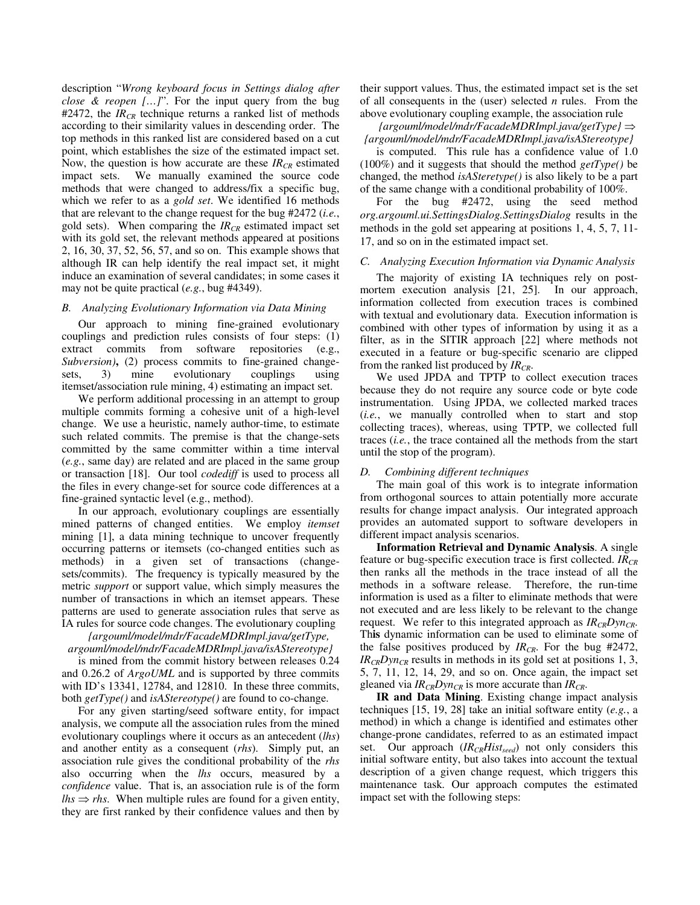description "*Wrong keyboard focus in Settings dialog after close & reopen […]*". For the input query from the bug #2472, the $IR_{CR}$ technique returns a ranked list of methods according to their similarity values in descending order. The top methods in this ranked list are considered based on a cut point, which establishes the size of the estimated impact set. Now, the question is how accurate are these $IR_{CR}$ estimated impact sets. We manually examined the source code methods that were changed to address/fix a specific bug, which we refer to as a *gold set*. We identified 16 methods that are relevant to the change request for the bug #2472 (*i.e.*, gold sets). When comparing the $IR_{CR}$ estimated impact set with its gold set, the relevant methods appeared at positions 2, 16, 30, 37, 52, 56, 57, and so on. This example shows that although IR can help identify the real impact set, it might induce an examination of several candidates; in some cases it may not be quite practical (*e.g.*, bug #4349).

### *B. Analyzing Evolutionary Information via Data Mining*

Our approach to mining fine-grained evolutionary couplings and prediction rules consists of four steps: (1) extract commits from software repositories (e.g., *Subversion)***,** (2) process commits to fine-grained change-sets, 3) mine evolutionary couplings using itemset/association rule mining, 4) estimating an impact set.

We perform additional processing in an attempt to group multiple commits forming a cohesive unit of a high-level change. We use a heuristic, namely author-time, to estimate such related commits. The premise is that the change-sets committed by the same committer within a time interval (*e.g.*, same day) are related and are placed in the same group or transaction [18]. Our tool *codediff* is used to process all the files in every change-set for source code differences at a fine-grained syntactic level (e.g., method).

In our approach, evolutionary couplings are essentially mined patterns of changed entities. We employ *itemset* mining [1], a data mining technique to uncover frequently occurring patterns or itemsets (co-changed entities such as methods) in a given set of transactions (change-sets/commits). The frequency is typically measured by the metric *support* or support value, which simply measures the number of transactions in which an itemset appears. These patterns are used to generate association rules that serve as IA rules for source code changes. The evolutionary coupling

*{argouml/model/mdr/FacadeMDRImpl.java/getType, argouml/model/mdr/FacadeMDRImpl.java/isAStereotype}*

is mined from the commit history between releases 0.24 and 0.26.2 of *ArgoUML* and is supported by three commits with ID's 13341, 12784, and 12810. In these three commits, both *getType()* and *isAStereotype()* are found to co-change.

For any given starting/seed software entity, for impact analysis, we compute all the association rules from the mined evolutionary couplings where it occurs as an antecedent (*lhs*) and another entity as a consequent (*rhs*). Simply put, an association rule gives the conditional probability of the *rhs* also occurring when the *lhs* occurs, measured by a *confidence* value. That is, an association rule is of the form $lhs \Rightarrow rhs$. When multiple rules are found for a given entity, they are first ranked by their confidence values and then by their support values. Thus, the estimated impact set is the set of all consequents in the (user) selected *n* rules. From the above evolutionary coupling example, the association rule

*{argouml/model/mdr/FacadeMDRImpl.java/getType}* $\Rightarrow$ *{argouml/model/mdr/FacadeMDRImpl.java/isAStereotype}*

is computed. This rule has a confidence value of 1.0 (100%) and it suggests that should the method *getType()* be changed, the method *isASteretype()* is also likely to be a part of the same change with a conditional probability of 100%.

For the bug #2472, using the seed method *org.argouml.ui.SettingsDialog.SettingsDialog* results in the methods in the gold set appearing at positions 1, 4, 5, 7, 11-17, and so on in the estimated impact set.

### *C. Analyzing Execution Information via Dynamic Analysis*

The majority of existing IA techniques rely on post-mortem execution analysis [21, 25]. In our approach, information collected from execution traces is combined with textual and evolutionary data. Execution information is combined with other types of information by using it as a filter, as in the SITIR approach [22] where methods not executed in a feature or bug-specific scenario are clipped from the ranked list produced by $IR_{CR}$.

We used JPDA and TPTP to collect execution traces because they do not require any source code or byte code instrumentation. Using JPDA, we collected marked traces (*i.e.*, we manually controlled when to start and stop collecting traces), whereas, using TPTP, we collected full traces (*i.e.*, the trace contained all the methods from the start until the stop of the program).

### *D. Combining different techniques*

The main goal of this work is to integrate information from orthogonal sources to attain potentially more accurate results for change impact analysis. Our integrated approach provides an automated support to software developers in different impact analysis scenarios.

**Information Retrieval and Dynamic Analysis**. A single feature or bug-specific execution trace is first collected. $IR_{CR}$ then ranks all the methods in the trace instead of all the methods in a software release. Therefore, the run-time information is used as a filter to eliminate methods that were not executed and are less likely to be relevant to the change request. We refer to this integrated approach as $IR_{CR}Dyn_{CR}$. This dynamic information can be used to eliminate some of the false positives produced by $IR_{CR}$. For the bug #2472, $IR_{CR}Dyn_{CR}$ results in methods in its gold set at positions 1, 3, 5, 7, 11, 12, 14, 29, and so on. Once again, the impact set gleaned via $IR_{CR}Dyn_{CR}$ is more accurate than $IR_{CR}$.

**IR and Data Mining**. Existing change impact analysis techniques [15, 19, 28] take an initial software entity (*e.g.*, a method) in which a change is identified and estimates other change-prone candidates, referred to as an estimated impact set. Our approach ($IR_{CR}Hist_{seed}$) not only considers this initial software entity, but also takes into account the textual description of a given change request, which triggers this maintenance task. Our approach computes the estimated impact set with the following steps: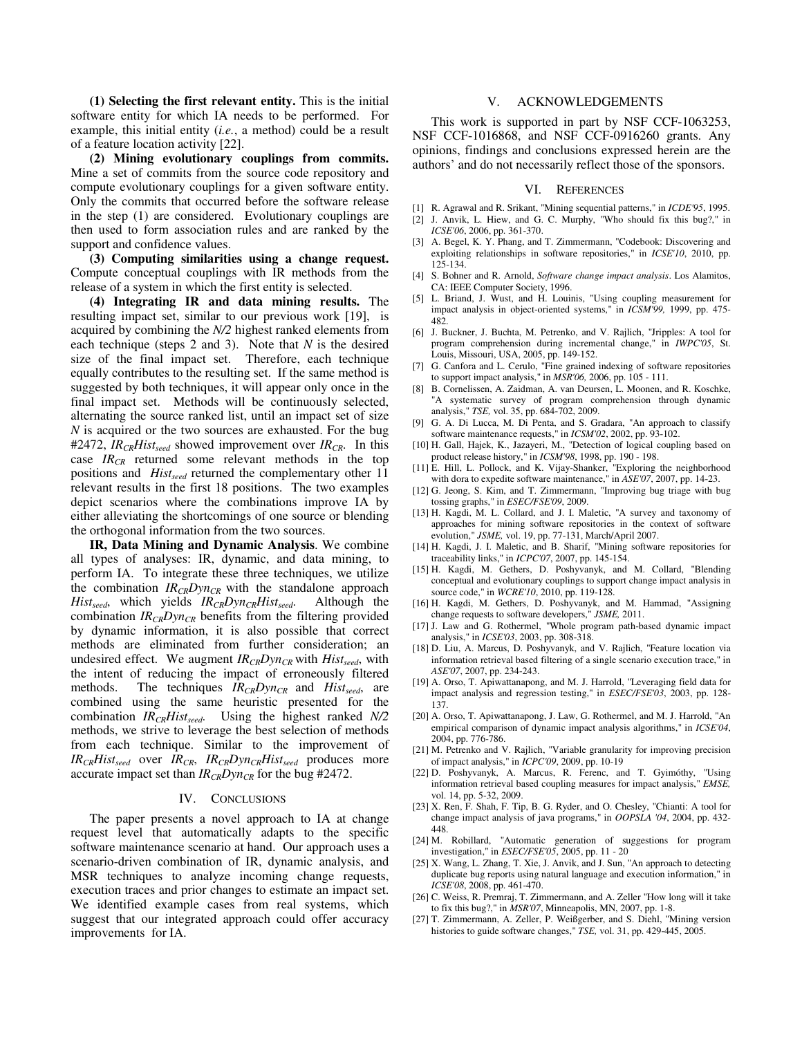**(1) Selecting the first relevant entity.** This is the initial software entity for which IA needs to be performed. For example, this initial entity (*i.e.*, a method) could be a result of a feature location activity [22].

**(2) Mining evolutionary couplings from commits.** Mine a set of commits from the source code repository and compute evolutionary couplings for a given software entity. Only the commits that occurred before the software release in the step (1) are considered. Evolutionary couplings are then used to form association rules and are ranked by the support and confidence values.

**(3) Computing similarities using a change request.** Compute conceptual couplings with IR methods from the release of a system in which the first entity is selected.

**(4) Integrating IR and data mining results.** The resulting impact set, similar to our previous work [19], is acquired by combining the *N/2* highest ranked elements from each technique (steps 2 and 3). Note that *N* is the desired size of the final impact set. Therefore, each technique equally contributes to the resulting set. If the same method is suggested by both techniques, it will appear only once in the final impact set. Methods will be continuously selected, alternating the source ranked list, until an impact set of size *N* is acquired or the two sources are exhausted. For the bug #2472, $IR_{CR}Hist_{seed}$ showed improvement over $IR_{CR}$. In this case $IR_{CR}$ returned some relevant methods in the top positions and $Hist_{seed}$ returned the complementary other 11 relevant results in the first 18 positions. The two examples depict scenarios where the combinations improve IA by either alleviating the shortcomings of one source or blending the orthogonal information from the two sources.

**IR, Data Mining and Dynamic Analysis**. We combine all types of analyses: IR, dynamic, and data mining, to perform IA. To integrate these three techniques, we utilize the combination $IR_{CR}Dyn_{CR}$ with the standalone approach $Hist_{seed}$, which yields $IR_{CR}Dyn_{CR}Hist_{seed}$. Although the combination $IR_{CR}Dyn_{CR}$ benefits from the filtering provided by dynamic information, it is also possible that correct methods are eliminated from further consideration; an undesired effect. We augment $IR_{CR}Dyn_{CR}$ with $Hist_{seed}$, with the intent of reducing the impact of erroneously filtered methods. The techniques $IR_{CR}Dyn_{CR}$ and $Hist_{seed}$, are combined using the same heuristic presented for the combination $IR_{CR}Hist_{seed}$. Using the highest ranked *N/2* methods, we strive to leverage the best selection of methods from each technique. Similar to the improvement of $IR_{CR}Hist_{seed}$ over $IR_{CR}$, $IR_{CR}Dyn_{CR}Hist_{seed}$ produces more accurate impact set than $IR_{CR}Dyn_{CR}$ for the bug #2472.

## IV. Conclusions

The paper presents a novel approach to IA at change request level that automatically adapts to the specific software maintenance scenario at hand. Our approach uses a scenario-driven combination of IR, dynamic analysis, and MSR techniques to analyze incoming change requests, execution traces and prior changes to estimate an impact set. We identified example cases from real systems, which suggest that our integrated approach could offer accuracy improvements for IA.

## V. Acknowledgements

This work is supported in part by NSF CCF-1063253, NSF CCF-1016868, and NSF CCF-0916260 grants. Any opinions, findings and conclusions expressed herein are the authors' and do not necessarily reflect those of the sponsors.

## VI. References

[1] R. Agrawal and R. Srikant, "Mining sequential patterns," in *ICDE'95*, 1995.

[2] J. Anvik, L. Hiew, and G. C. Murphy, "Who should fix this bug?," in *ICSE'06*, 2006, pp. 361-370.

[3] A. Begel, K. Y. Phang, and T. Zimmermann, "Codebook: Discovering and exploiting relationships in software repositories," in *ICSE'10*, 2010, pp. 125-134.

[4] S. Bohner and R. Arnold, *Software change impact analysis*. Los Alamitos, CA: IEEE Computer Society, 1996.

[5] L. Briand, J. Wust, and H. Louinis, "Using coupling measurement for impact analysis in object-oriented systems," in *ICSM'99,* 1999, pp. 475-482.

[6] J. Buckner, J. Buchta, M. Petrenko, and V. Rajlich, "Jripples: A tool for program comprehension during incremental change," in *IWPC'05*, St. Louis, Missouri, USA, 2005, pp. 149-152.

[7] G. Canfora and L. Cerulo, "Fine grained indexing of software repositories to support impact analysis," in *MSR'06,* 2006, pp. 105 - 111.

[8] B. Cornelissen, A. Zaidman, A. van Deursen, L. Moonen, and R. Koschke, "A systematic survey of program comprehension through dynamic analysis," *TSE,* vol. 35, pp. 684-702, 2009.

[9] G. A. Di Lucca, M. Di Penta, and S. Gradara, "An approach to classify software maintenance requests," in *ICSM'02*, 2002, pp. 93-102.

[10] H. Gall, Hajek, K., Jazayeri, M., "Detection of logical coupling based on product release history," in *ICSM'98*, 1998, pp. 190 - 198.

[11] E. Hill, L. Pollock, and K. Vijay-Shanker, "Exploring the neighborhood with dora to expedite software maintenance," in *ASE'07*, 2007, pp. 14-23.

[12] G. Jeong, S. Kim, and T. Zimmermann, "Improving bug triage with bug tossing graphs," in *ESEC/FSE'09*, 2009.

[13] H. Kagdi, M. L. Collard, and J. I. Maletic, "A survey and taxonomy of approaches for mining software repositories in the context of software evolution," *JSME,* vol. 19, pp. 77-131, March/April 2007.

[14] H. Kagdi, J. I. Maletic, and B. Sharif, "Mining software repositories for traceability links," in *ICPC'07*, 2007, pp. 145-154.

[15] H. Kagdi, M. Gethers, D. Poshyvanyk, and M. Collard, "Blending conceptual and evolutionary couplings to support change impact analysis in source code," in *WCRE'10*, 2010, pp. 119-128.

[16] H. Kagdi, M. Gethers, D. Poshyvanyk, and M. Hammad, "Assigning change requests to software developers," *JSME,* 2011.

[17] J. Law and G. Rothermel, "Whole program path-based dynamic impact analysis," in *ICSE'03*, 2003, pp. 308-318.

[18] D. Liu, A. Marcus, D. Poshyvanyk, and V. Rajlich, "Feature location via information retrieval based filtering of a single scenario execution trace," in *ASE'07*, 2007, pp. 234-243.

[19] A. Orso, T. Apiwattanapong, and M. J. Harrold, "Leveraging field data for impact analysis and regression testing," in *ESEC/FSE'03*, 2003, pp. 128-137.

[20] A. Orso, T. Apiwattanapong, J. Law, G. Rothermel, and M. J. Harrold, "An empirical comparison of dynamic impact analysis algorithms," in *ICSE'04*, 2004, pp. 776-786.

[21] M. Petrenko and V. Rajlich, "Variable granularity for improving precision of impact analysis," in *ICPC'09*, 2009, pp. 10-19

[22] D. Poshyvanyk, A. Marcus, R. Ferenc, and T. Gyimóthy, "Using information retrieval based coupling measures for impact analysis," *EMSE,* vol. 14, pp. 5-32, 2009.

[23] X. Ren, F. Shah, F. Tip, B. G. Ryder, and O. Chesley, "Chianti: A tool for change impact analysis of java programs," in *OOPSLA '04*, 2004, pp. 432-448.

[24] M. Robillard, "Automatic generation of suggestions for program investigation," in *ESEC/FSE'05*, 2005, pp. 11 - 20

[25] X. Wang, L. Zhang, T. Xie, J. Anvik, and J. Sun, "An approach to detecting duplicate bug reports using natural language and execution information," in *ICSE'08*, 2008, pp. 461-470.

[26] C. Weiss, R. Premraj, T. Zimmermann, and A. Zeller "How long will it take to fix this bug?," in *MSR'07*, Minneapolis, MN, 2007, pp. 1-8.

[27] T. Zimmermann, A. Zeller, P. Weißgerber, and S. Diehl, "Mining version histories to guide software changes," *TSE,* vol. 31, pp. 429-445, 2005.